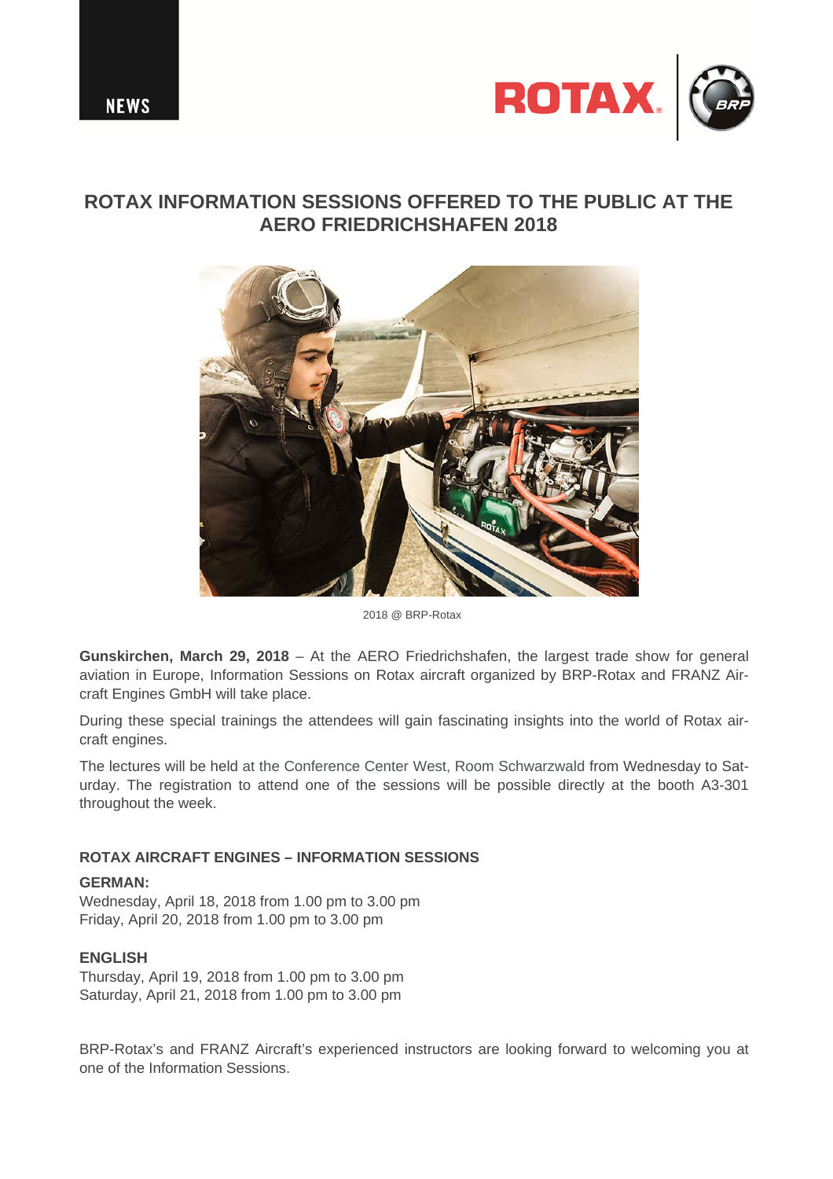NEWS

# ROTAX INFORMATION SESSIONS OFFERED TO THE PUBLIC AT THE AERO FRIEDRICHSHAFEN 2018

2018 @ BRP-Rotax

**Gunskirchen, March 29, 2018** – At the AERO Friedrichshafen, the largest trade show for general aviation in Europe, Information Sessions on Rotax aircraft organized by BRP-Rotax and FRANZ Aircraft Engines GmbH will take place.

During these special trainings the attendees will gain fascinating insights into the world of Rotax aircraft engines.

The lectures will be held at the Conference Center West, Room Schwarzwald from Wednesday to Saturday. The registration to attend one of the sessions will be possible directly at the booth A3-301 throughout the week.

## ROTAX AIRCRAFT ENGINES – INFORMATION SESSIONS

**GERMAN:**
Wednesday, April 18, 2018 from 1.00 pm to 3.00 pm
Friday, April 20, 2018 from 1.00 pm to 3.00 pm

**ENGLISH**
Thursday, April 19, 2018 from 1.00 pm to 3.00 pm
Saturday, April 21, 2018 from 1.00 pm to 3.00 pm

BRP-Rotax's and FRANZ Aircraft's experienced instructors are looking forward to welcoming you at one of the Information Sessions.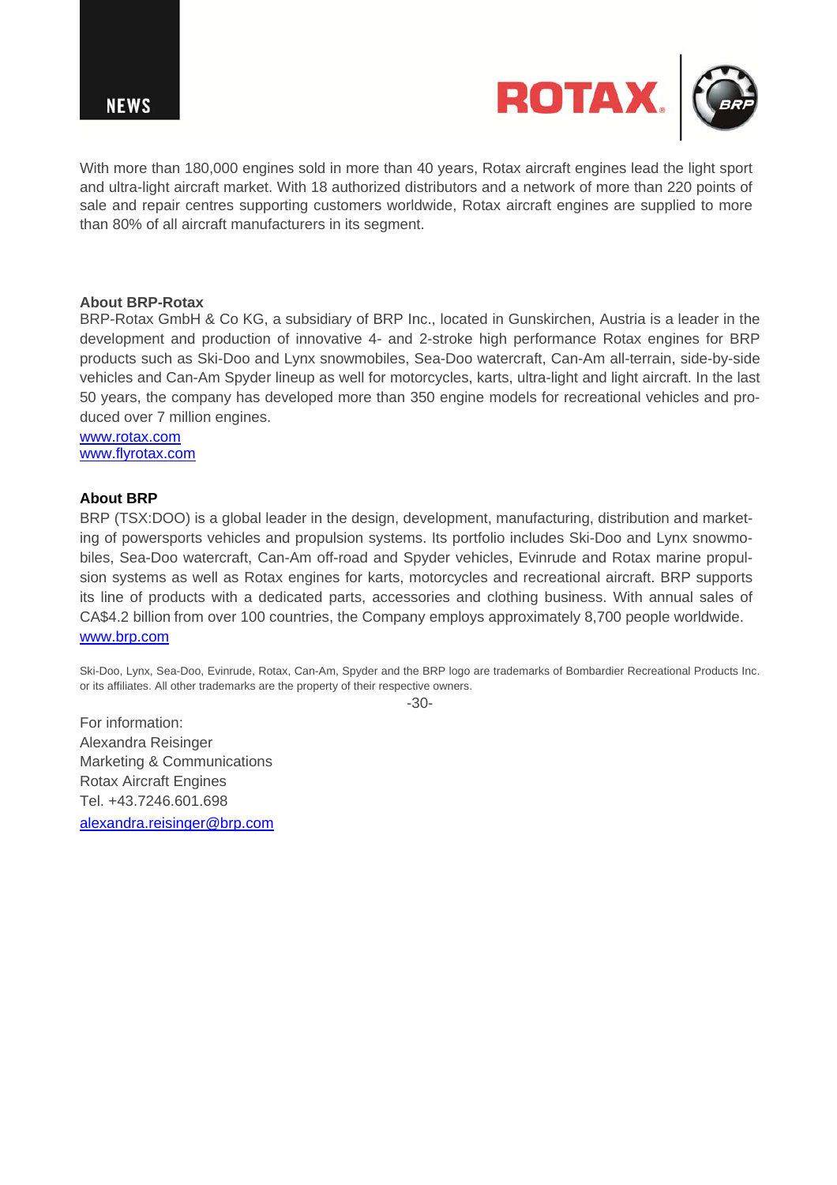With more than 180,000 engines sold in more than 40 years, Rotax aircraft engines lead the light sport and ultra-light aircraft market. With 18 authorized distributors and a network of more than 220 points of sale and repair centres supporting customers worldwide, Rotax aircraft engines are supplied to more than 80% of all aircraft manufacturers in its segment.

**About BRP-Rotax**

BRP-Rotax GmbH & Co KG, a subsidiary of BRP Inc., located in Gunskirchen, Austria is a leader in the development and production of innovative 4- and 2-stroke high performance Rotax engines for BRP products such as Ski-Doo and Lynx snowmobiles, Sea-Doo watercraft, Can-Am all-terrain, side-by-side vehicles and Can-Am Spyder lineup as well for motorcycles, karts, ultra-light and light aircraft. In the last 50 years, the company has developed more than 350 engine models for recreational vehicles and produced over 7 million engines.

www.rotax.com
www.flyrotax.com

**About BRP**

BRP (TSX:DOO) is a global leader in the design, development, manufacturing, distribution and marketing of powersports vehicles and propulsion systems. Its portfolio includes Ski-Doo and Lynx snowmobiles, Sea-Doo watercraft, Can-Am off-road and Spyder vehicles, Evinrude and Rotax marine propulsion systems as well as Rotax engines for karts, motorcycles and recreational aircraft. BRP supports its line of products with a dedicated parts, accessories and clothing business. With annual sales of CA$4.2 billion from over 100 countries, the Company employs approximately 8,700 people worldwide.

www.brp.com

Ski-Doo, Lynx, Sea-Doo, Evinrude, Rotax, Can-Am, Spyder and the BRP logo are trademarks of Bombardier Recreational Products Inc. or its affiliates. All other trademarks are the property of their respective owners.

-30-

For information:
Alexandra Reisinger
Marketing & Communications
Rotax Aircraft Engines
Tel. +43.7246.601.698
alexandra.reisinger@brp.com